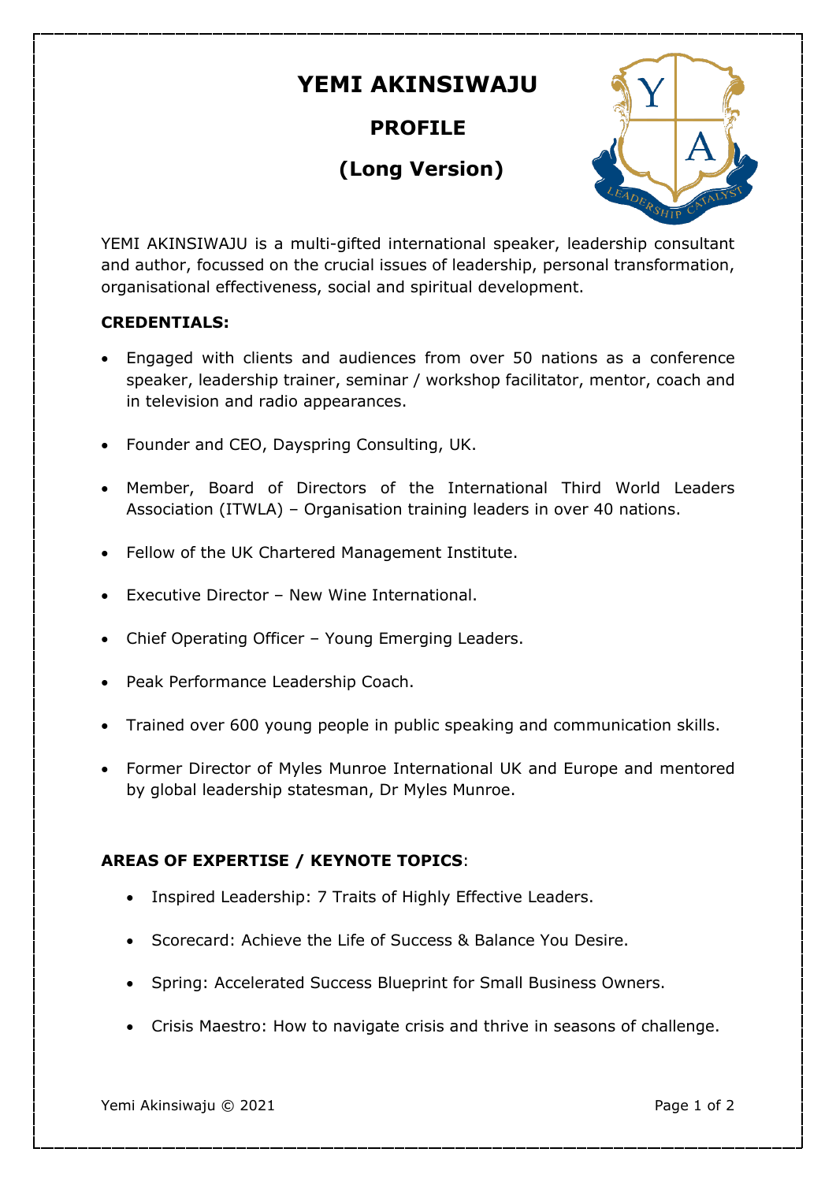# YEMI AKINSIWAJU

## PROFILE

## (Long Version)

YEMI AKINSIWAJU is a multi-gifted international speaker, leadership consultant and author, focussed on the crucial issues of leadership, personal transformation, organisational effectiveness, social and spiritual development.

**CREDENTIALS:**

- Engaged with clients and audiences from over 50 nations as a conference speaker, leadership trainer, seminar / workshop facilitator, mentor, coach and in television and radio appearances.
- Founder and CEO, Dayspring Consulting, UK.
- Member, Board of Directors of the International Third World Leaders Association (ITWLA) – Organisation training leaders in over 40 nations.
- Fellow of the UK Chartered Management Institute.
- Executive Director – New Wine International.
- Chief Operating Officer – Young Emerging Leaders.
- Peak Performance Leadership Coach.
- Trained over 600 young people in public speaking and communication skills.
- Former Director of Myles Munroe International UK and Europe and mentored by global leadership statesman, Dr Myles Munroe.

**AREAS OF EXPERTISE / KEYNOTE TOPICS**:

- Inspired Leadership: 7 Traits of Highly Effective Leaders.
- Scorecard: Achieve the Life of Success & Balance You Desire.
- Spring: Accelerated Success Blueprint for Small Business Owners.
- Crisis Maestro: How to navigate crisis and thrive in seasons of challenge.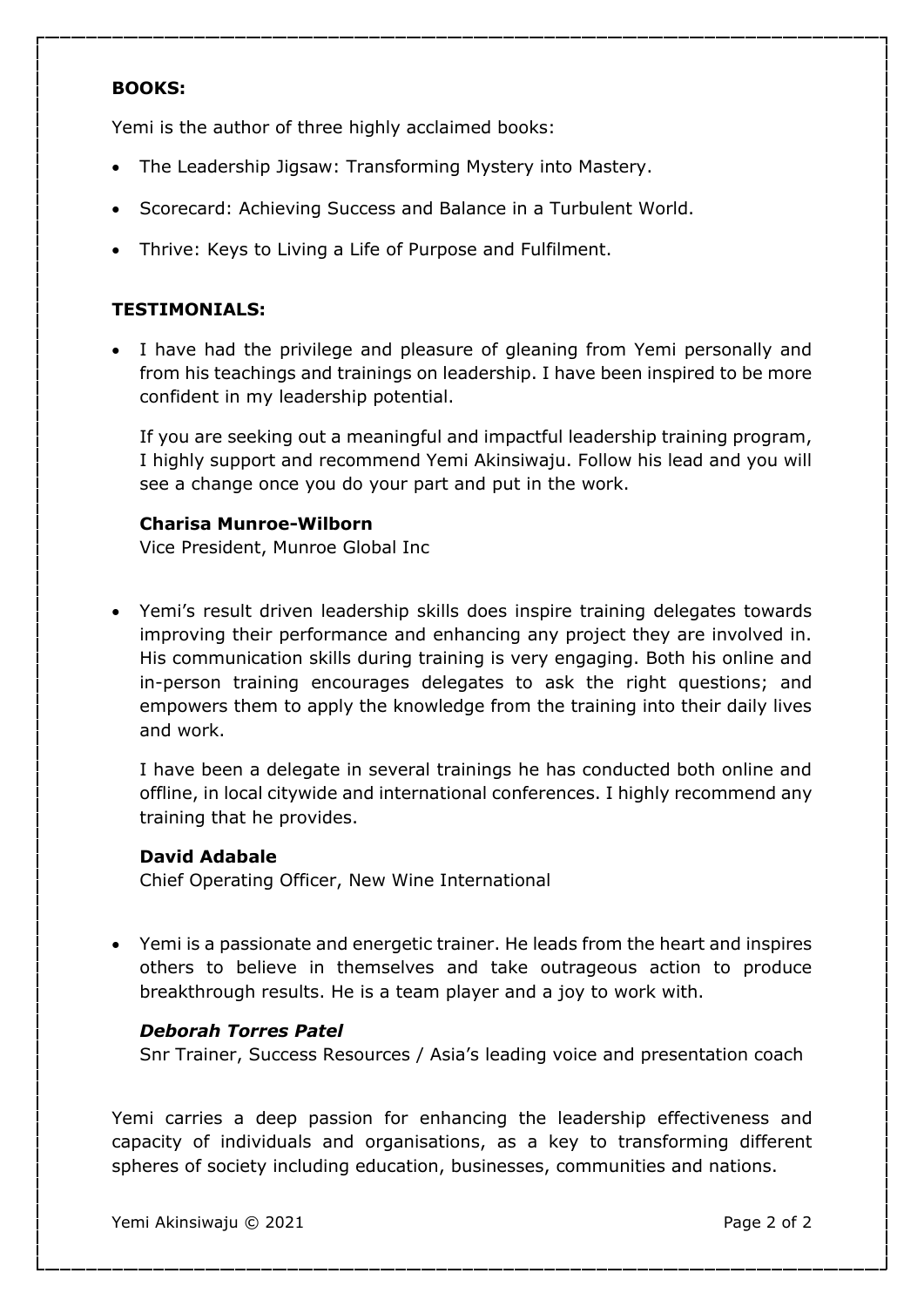**BOOKS:**

Yemi is the author of three highly acclaimed books:

- The Leadership Jigsaw: Transforming Mystery into Mastery.
- Scorecard: Achieving Success and Balance in a Turbulent World.
- Thrive: Keys to Living a Life of Purpose and Fulfilment.

**TESTIMONIALS:**

- I have had the privilege and pleasure of gleaning from Yemi personally and from his teachings and trainings on leadership. I have been inspired to be more confident in my leadership potential.

  If you are seeking out a meaningful and impactful leadership training program, I highly support and recommend Yemi Akinsiwaju. Follow his lead and you will see a change once you do your part and put in the work.

  **Charisa Munroe-Wilborn**
  Vice President, Munroe Global Inc

- Yemi's result driven leadership skills does inspire training delegates towards improving their performance and enhancing any project they are involved in. His communication skills during training is very engaging. Both his online and in-person training encourages delegates to ask the right questions; and empowers them to apply the knowledge from the training into their daily lives and work.

  I have been a delegate in several trainings he has conducted both online and offline, in local citywide and international conferences. I highly recommend any training that he provides.

  **David Adabale**
  Chief Operating Officer, New Wine International

- Yemi is a passionate and energetic trainer. He leads from the heart and inspires others to believe in themselves and take outrageous action to produce breakthrough results. He is a team player and a joy to work with.

  ***Deborah Torres Patel***
  Snr Trainer, Success Resources / Asia's leading voice and presentation coach

Yemi carries a deep passion for enhancing the leadership effectiveness and capacity of individuals and organisations, as a key to transforming different spheres of society including education, businesses, communities and nations.

Yemi Akinsiwaju © 2021